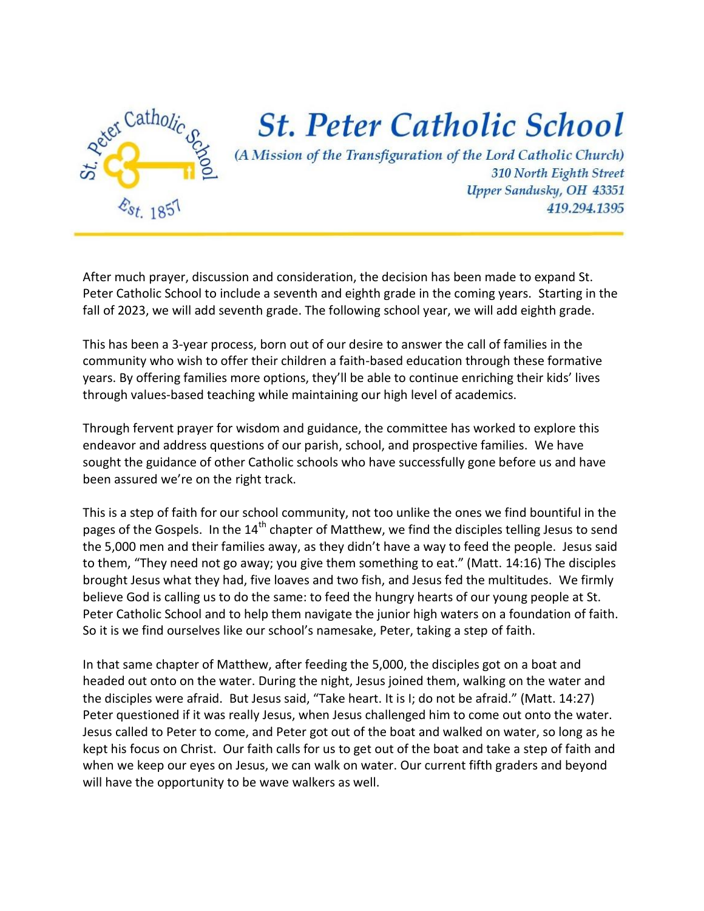# St. Peter Catholic School

*(A Mission of the Transfiguration of the Lord Catholic Church)*
*310 North Eighth Street*
*Upper Sandusky, OH 43351*
*419.294.1395*

After much prayer, discussion and consideration, the decision has been made to expand St. Peter Catholic School to include a seventh and eighth grade in the coming years. Starting in the fall of 2023, we will add seventh grade. The following school year, we will add eighth grade.

This has been a 3-year process, born out of our desire to answer the call of families in the community who wish to offer their children a faith-based education through these formative years. By offering families more options, they'll be able to continue enriching their kids' lives through values-based teaching while maintaining our high level of academics.

Through fervent prayer for wisdom and guidance, the committee has worked to explore this endeavor and address questions of our parish, school, and prospective families. We have sought the guidance of other Catholic schools who have successfully gone before us and have been assured we're on the right track.

This is a step of faith for our school community, not too unlike the ones we find bountiful in the pages of the Gospels. In the 14th chapter of Matthew, we find the disciples telling Jesus to send the 5,000 men and their families away, as they didn't have a way to feed the people. Jesus said to them, "They need not go away; you give them something to eat." (Matt. 14:16) The disciples brought Jesus what they had, five loaves and two fish, and Jesus fed the multitudes. We firmly believe God is calling us to do the same: to feed the hungry hearts of our young people at St. Peter Catholic School and to help them navigate the junior high waters on a foundation of faith. So it is we find ourselves like our school's namesake, Peter, taking a step of faith.

In that same chapter of Matthew, after feeding the 5,000, the disciples got on a boat and headed out onto on the water. During the night, Jesus joined them, walking on the water and the disciples were afraid. But Jesus said, "Take heart. It is I; do not be afraid." (Matt. 14:27) Peter questioned if it was really Jesus, when Jesus challenged him to come out onto the water. Jesus called to Peter to come, and Peter got out of the boat and walked on water, so long as he kept his focus on Christ. Our faith calls for us to get out of the boat and take a step of faith and when we keep our eyes on Jesus, we can walk on water. Our current fifth graders and beyond will have the opportunity to be wave walkers as well.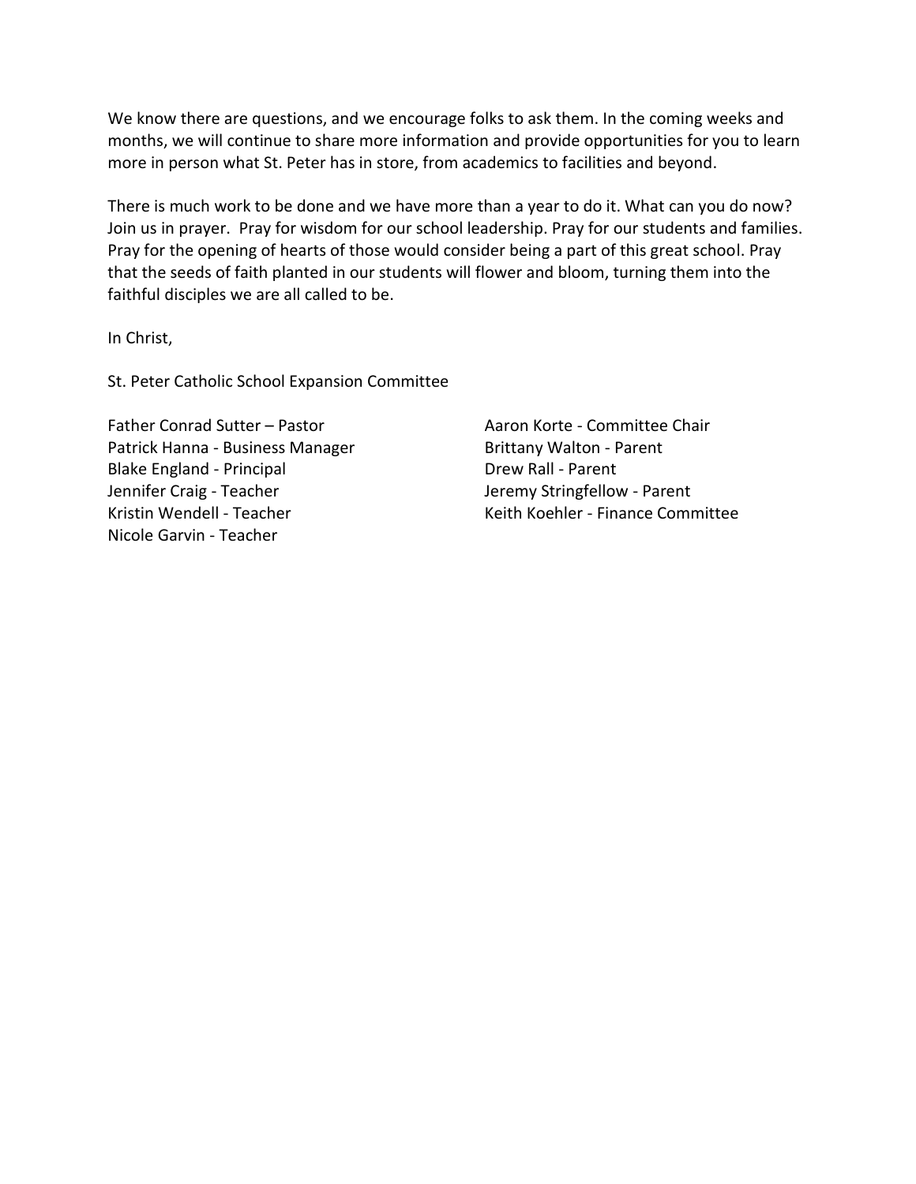We know there are questions, and we encourage folks to ask them. In the coming weeks and months, we will continue to share more information and provide opportunities for you to learn more in person what St. Peter has in store, from academics to facilities and beyond.

There is much work to be done and we have more than a year to do it. What can you do now? Join us in prayer. Pray for wisdom for our school leadership. Pray for our students and families. Pray for the opening of hearts of those would consider being a part of this great school. Pray that the seeds of faith planted in our students will flower and bloom, turning them into the faithful disciples we are all called to be.

In Christ,

St. Peter Catholic School Expansion Committee

Father Conrad Sutter – Pastor
Patrick Hanna - Business Manager
Blake England - Principal
Jennifer Craig - Teacher
Kristin Wendell - Teacher
Nicole Garvin - Teacher

Aaron Korte - Committee Chair
Brittany Walton - Parent
Drew Rall - Parent
Jeremy Stringfellow - Parent
Keith Koehler - Finance Committee